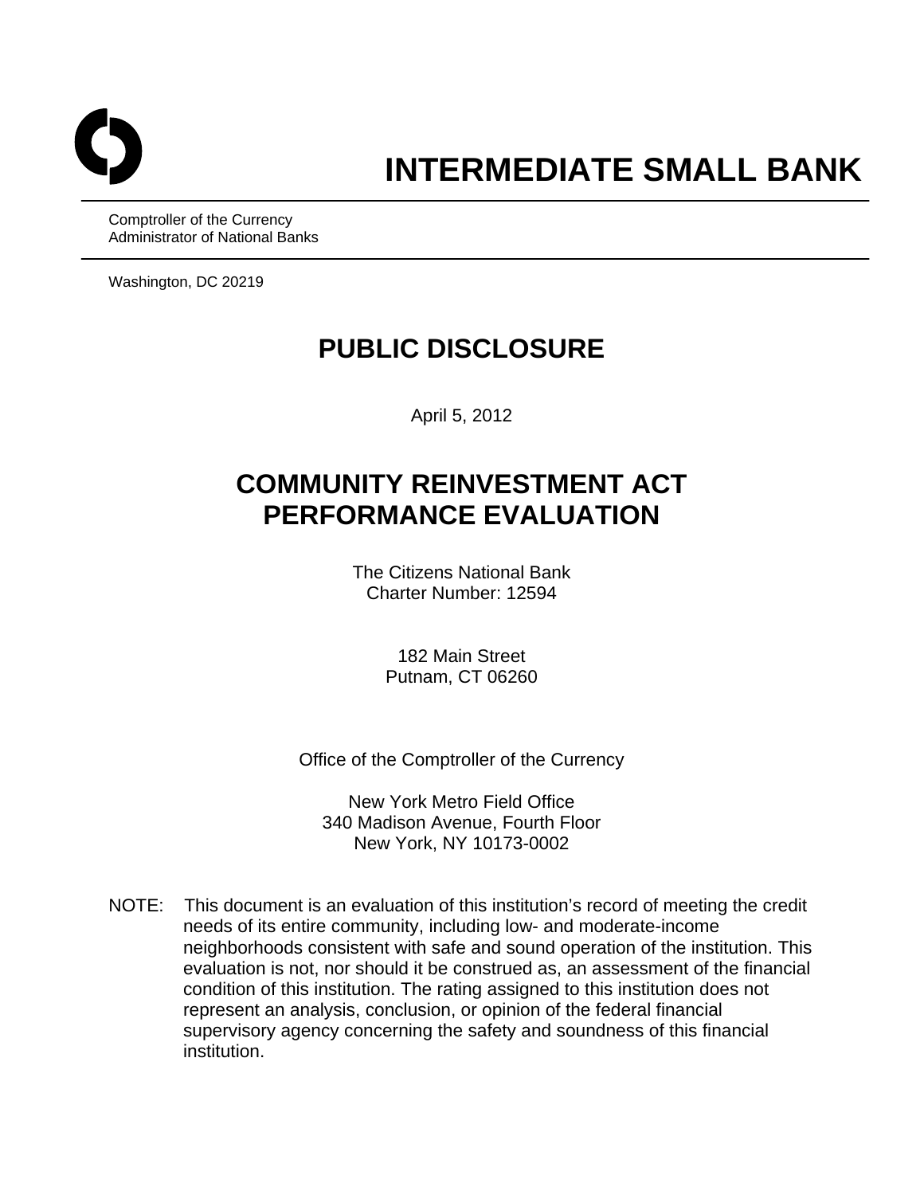# INTERMEDIATE SMALL BANK

Comptroller of the Currency
Administrator of National Banks

Washington, DC 20219

## PUBLIC DISCLOSURE

April 5, 2012

## COMMUNITY REINVESTMENT ACT PERFORMANCE EVALUATION

The Citizens National Bank
Charter Number: 12594

182 Main Street
Putnam, CT 06260

Office of the Comptroller of the Currency

New York Metro Field Office
340 Madison Avenue, Fourth Floor
New York, NY 10173-0002

NOTE: This document is an evaluation of this institution's record of meeting the credit needs of its entire community, including low- and moderate-income neighborhoods consistent with safe and sound operation of the institution. This evaluation is not, nor should it be construed as, an assessment of the financial condition of this institution. The rating assigned to this institution does not represent an analysis, conclusion, or opinion of the federal financial supervisory agency concerning the safety and soundness of this financial institution.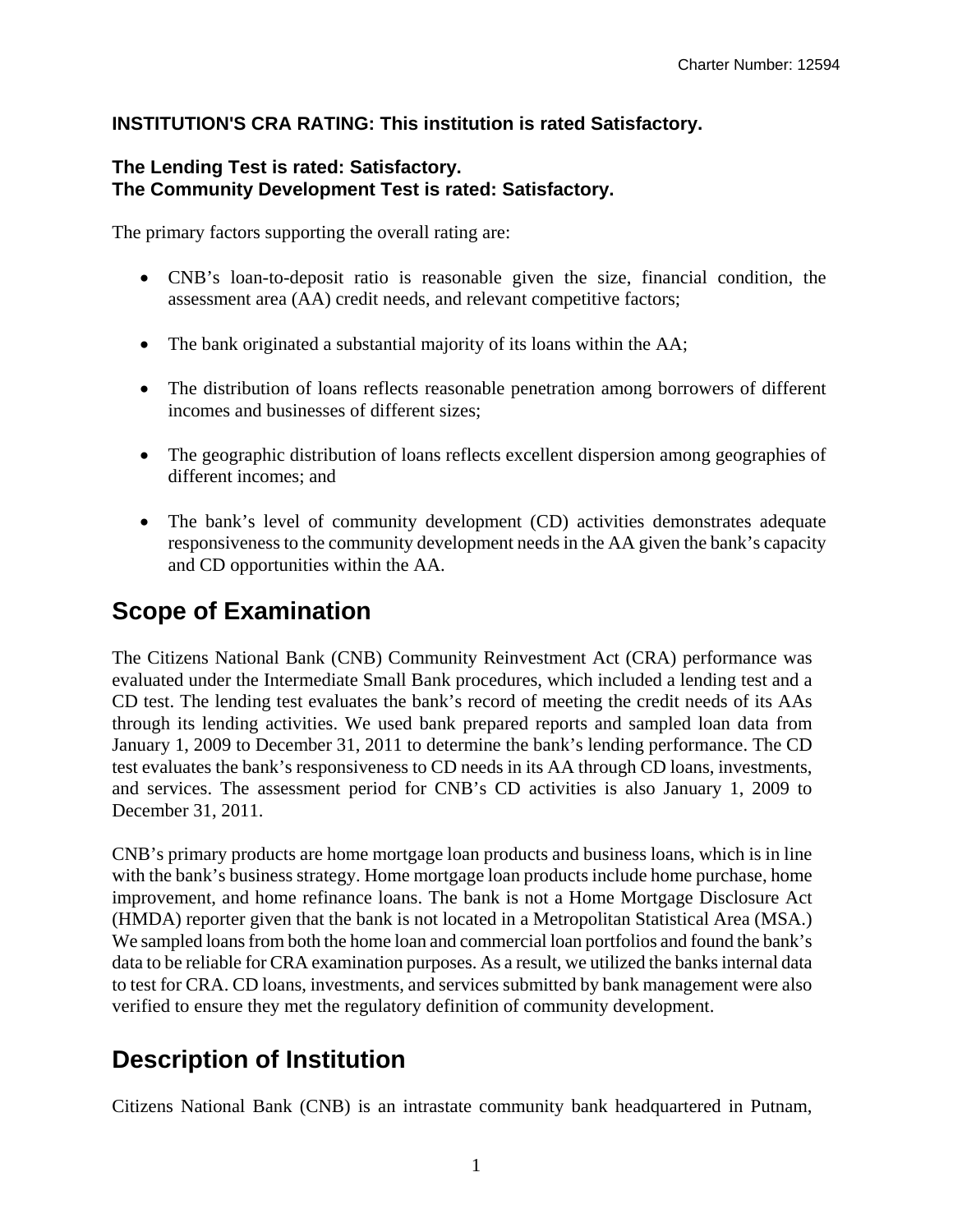**INSTITUTION'S CRA RATING: This institution is rated Satisfactory.**

**The Lending Test is rated: Satisfactory.**
**The Community Development Test is rated: Satisfactory.**

The primary factors supporting the overall rating are:

- CNB's loan-to-deposit ratio is reasonable given the size, financial condition, the assessment area (AA) credit needs, and relevant competitive factors;
- The bank originated a substantial majority of its loans within the AA;
- The distribution of loans reflects reasonable penetration among borrowers of different incomes and businesses of different sizes;
- The geographic distribution of loans reflects excellent dispersion among geographies of different incomes; and
- The bank's level of community development (CD) activities demonstrates adequate responsiveness to the community development needs in the AA given the bank's capacity and CD opportunities within the AA.

# Scope of Examination

The Citizens National Bank (CNB) Community Reinvestment Act (CRA) performance was evaluated under the Intermediate Small Bank procedures, which included a lending test and a CD test. The lending test evaluates the bank's record of meeting the credit needs of its AAs through its lending activities. We used bank prepared reports and sampled loan data from January 1, 2009 to December 31, 2011 to determine the bank's lending performance. The CD test evaluates the bank's responsiveness to CD needs in its AA through CD loans, investments, and services. The assessment period for CNB's CD activities is also January 1, 2009 to December 31, 2011.

CNB's primary products are home mortgage loan products and business loans, which is in line with the bank's business strategy. Home mortgage loan products include home purchase, home improvement, and home refinance loans. The bank is not a Home Mortgage Disclosure Act (HMDA) reporter given that the bank is not located in a Metropolitan Statistical Area (MSA.) We sampled loans from both the home loan and commercial loan portfolios and found the bank's data to be reliable for CRA examination purposes. As a result, we utilized the banks internal data to test for CRA. CD loans, investments, and services submitted by bank management were also verified to ensure they met the regulatory definition of community development.

# Description of Institution

Citizens National Bank (CNB) is an intrastate community bank headquartered in Putnam,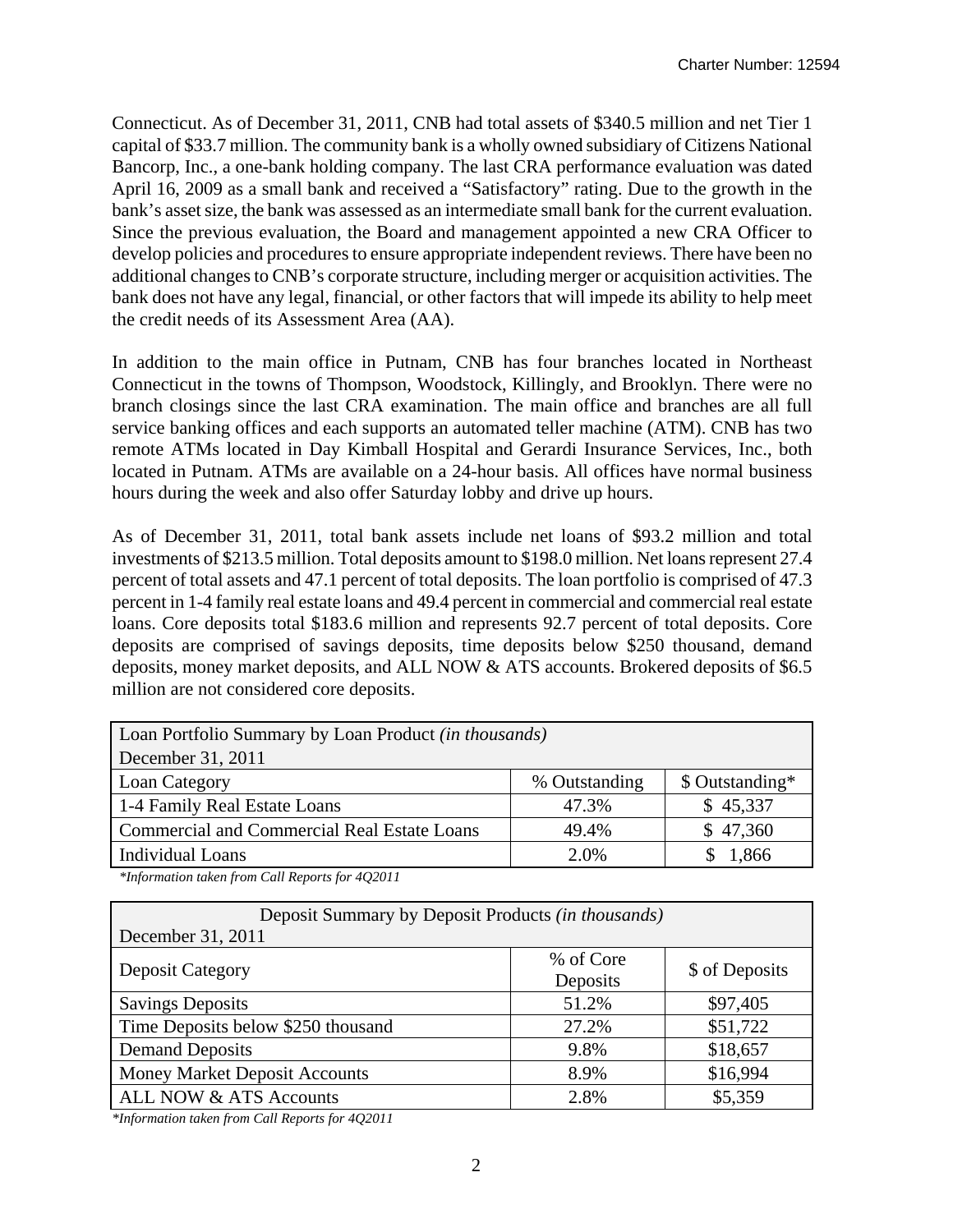Connecticut. As of December 31, 2011, CNB had total assets of $340.5 million and net Tier 1 capital of $33.7 million. The community bank is a wholly owned subsidiary of Citizens National Bancorp, Inc., a one-bank holding company. The last CRA performance evaluation was dated April 16, 2009 as a small bank and received a "Satisfactory" rating. Due to the growth in the bank's asset size, the bank was assessed as an intermediate small bank for the current evaluation. Since the previous evaluation, the Board and management appointed a new CRA Officer to develop policies and procedures to ensure appropriate independent reviews. There have been no additional changes to CNB's corporate structure, including merger or acquisition activities. The bank does not have any legal, financial, or other factors that will impede its ability to help meet the credit needs of its Assessment Area (AA).

In addition to the main office in Putnam, CNB has four branches located in Northeast Connecticut in the towns of Thompson, Woodstock, Killingly, and Brooklyn. There were no branch closings since the last CRA examination. The main office and branches are all full service banking offices and each supports an automated teller machine (ATM). CNB has two remote ATMs located in Day Kimball Hospital and Gerardi Insurance Services, Inc., both located in Putnam. ATMs are available on a 24-hour basis. All offices have normal business hours during the week and also offer Saturday lobby and drive up hours.

As of December 31, 2011, total bank assets include net loans of $93.2 million and total investments of $213.5 million. Total deposits amount to $198.0 million. Net loans represent 27.4 percent of total assets and 47.1 percent of total deposits. The loan portfolio is comprised of 47.3 percent in 1-4 family real estate loans and 49.4 percent in commercial and commercial real estate loans. Core deposits total $183.6 million and represents 92.7 percent of total deposits. Core deposits are comprised of savings deposits, time deposits below $250 thousand, demand deposits, money market deposits, and ALL NOW & ATS accounts. Brokered deposits of $6.5 million are not considered core deposits.

| Loan Portfolio Summary by Loan Product *(in thousands)* December 31, 2011 | | |
|---|---|---|
| Loan Category | % Outstanding | $ Outstanding* |
| 1-4 Family Real Estate Loans | 47.3% | $ 45,337 |
| Commercial and Commercial Real Estate Loans | 49.4% | $ 47,360 |
| Individual Loans | 2.0% | $ 1,866 |

*\*Information taken from Call Reports for 4Q2011*

| Deposit Summary by Deposit Products *(in thousands)* December 31, 2011 | | |
|---|---|---|
| Deposit Category | % of Core Deposits | $ of Deposits |
| Savings Deposits | 51.2% | $97,405 |
| Time Deposits below $250 thousand | 27.2% | $51,722 |
| Demand Deposits | 9.8% | $18,657 |
| Money Market Deposit Accounts | 8.9% | $16,994 |
| ALL NOW & ATS Accounts | 2.8% | $5,359 |

*\*Information taken from Call Reports for 4Q2011*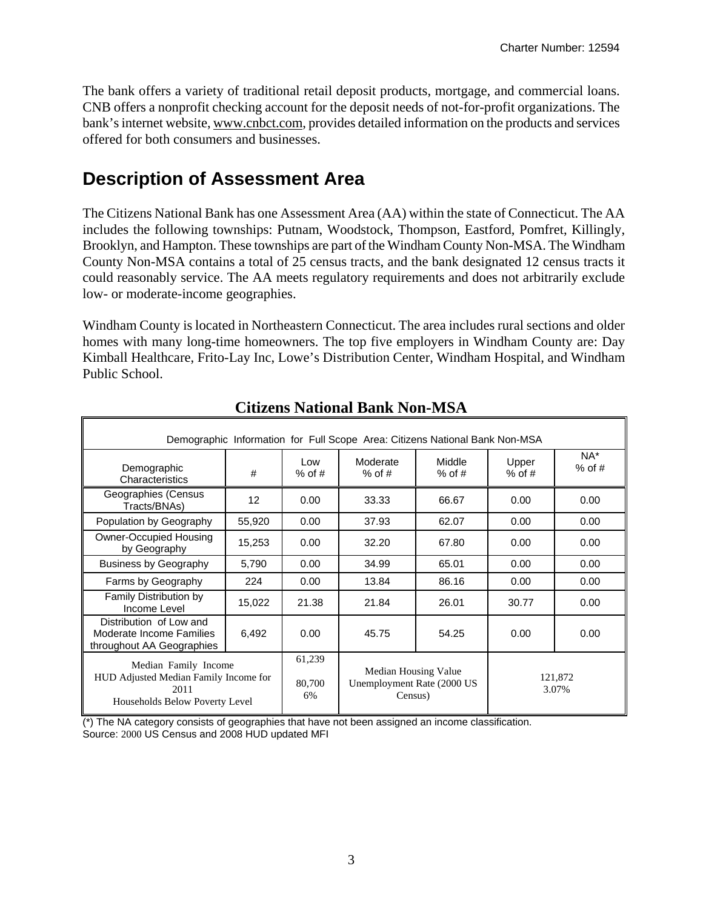The bank offers a variety of traditional retail deposit products, mortgage, and commercial loans. CNB offers a nonprofit checking account for the deposit needs of not-for-profit organizations. The bank's internet website, www.cnbct.com, provides detailed information on the products and services offered for both consumers and businesses.

## Description of Assessment Area

The Citizens National Bank has one Assessment Area (AA) within the state of Connecticut. The AA includes the following townships: Putnam, Woodstock, Thompson, Eastford, Pomfret, Killingly, Brooklyn, and Hampton. These townships are part of the Windham County Non-MSA. The Windham County Non-MSA contains a total of 25 census tracts, and the bank designated 12 census tracts it could reasonably service. The AA meets regulatory requirements and does not arbitrarily exclude low- or moderate-income geographies.

Windham County is located in Northeastern Connecticut. The area includes rural sections and older homes with many long-time homeowners. The top five employers in Windham County are: Day Kimball Healthcare, Frito-Lay Inc, Lowe's Distribution Center, Windham Hospital, and Windham Public School.

**Citizens National Bank Non-MSA**

| Demographic Information for Full Scope Area: Citizens National Bank Non-MSA | | | | | | |
|---|---|---|---|---|---|---|
| Demographic Characteristics | # | Low % of # | Moderate % of # | Middle % of # | Upper % of # | NA* % of # |
| Geographies (Census Tracts/BNAs) | 12 | 0.00 | 33.33 | 66.67 | 0.00 | 0.00 |
| Population by Geography | 55,920 | 0.00 | 37.93 | 62.07 | 0.00 | 0.00 |
| Owner-Occupied Housing by Geography | 15,253 | 0.00 | 32.20 | 67.80 | 0.00 | 0.00 |
| Business by Geography | 5,790 | 0.00 | 34.99 | 65.01 | 0.00 | 0.00 |
| Farms by Geography | 224 | 0.00 | 13.84 | 86.16 | 0.00 | 0.00 |
| Family Distribution by Income Level | 15,022 | 21.38 | 21.84 | 26.01 | 30.77 | 0.00 |
| Distribution of Low and Moderate Income Families throughout AA Geographies | 6,492 | 0.00 | 45.75 | 54.25 | 0.00 | 0.00 |
| Median Family Income<br>HUD Adjusted Median Family Income for 2011<br>Households Below Poverty Level | | 61,239<br>80,700<br>6% | Median Housing Value<br>Unemployment Rate (2000 US Census) | | 121,872<br>3.07% | |

(*) The NA category consists of geographies that have not been assigned an income classification.
Source: 2000 US Census and 2008 HUD updated MFI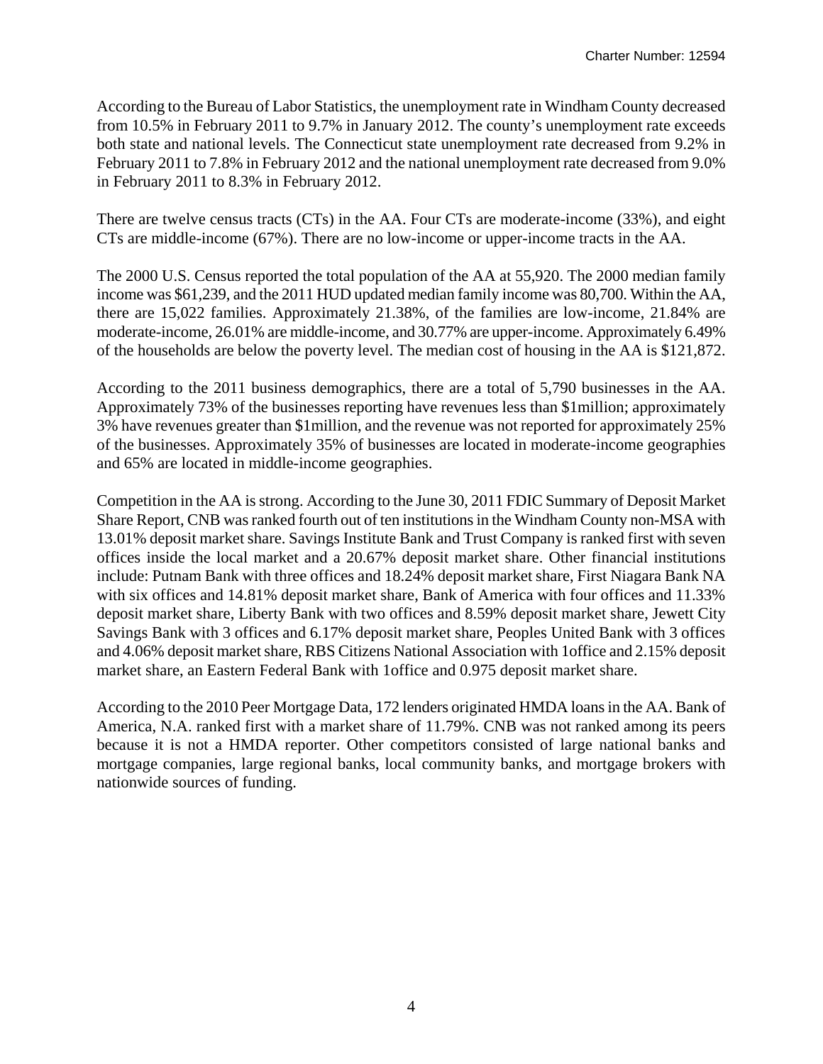According to the Bureau of Labor Statistics, the unemployment rate in Windham County decreased from 10.5% in February 2011 to 9.7% in January 2012. The county's unemployment rate exceeds both state and national levels. The Connecticut state unemployment rate decreased from 9.2% in February 2011 to 7.8% in February 2012 and the national unemployment rate decreased from 9.0% in February 2011 to 8.3% in February 2012.

There are twelve census tracts (CTs) in the AA. Four CTs are moderate-income (33%), and eight CTs are middle-income (67%). There are no low-income or upper-income tracts in the AA.

The 2000 U.S. Census reported the total population of the AA at 55,920. The 2000 median family income was $61,239, and the 2011 HUD updated median family income was 80,700. Within the AA, there are 15,022 families. Approximately 21.38%, of the families are low-income, 21.84% are moderate-income, 26.01% are middle-income, and 30.77% are upper-income. Approximately 6.49% of the households are below the poverty level. The median cost of housing in the AA is $121,872.

According to the 2011 business demographics, there are a total of 5,790 businesses in the AA. Approximately 73% of the businesses reporting have revenues less than $1million; approximately 3% have revenues greater than $1million, and the revenue was not reported for approximately 25% of the businesses. Approximately 35% of businesses are located in moderate-income geographies and 65% are located in middle-income geographies.

Competition in the AA is strong. According to the June 30, 2011 FDIC Summary of Deposit Market Share Report, CNB was ranked fourth out of ten institutions in the Windham County non-MSA with 13.01% deposit market share. Savings Institute Bank and Trust Company is ranked first with seven offices inside the local market and a 20.67% deposit market share. Other financial institutions include: Putnam Bank with three offices and 18.24% deposit market share, First Niagara Bank NA with six offices and 14.81% deposit market share, Bank of America with four offices and 11.33% deposit market share, Liberty Bank with two offices and 8.59% deposit market share, Jewett City Savings Bank with 3 offices and 6.17% deposit market share, Peoples United Bank with 3 offices and 4.06% deposit market share, RBS Citizens National Association with 1office and 2.15% deposit market share, an Eastern Federal Bank with 1office and 0.975 deposit market share.

According to the 2010 Peer Mortgage Data, 172 lenders originated HMDA loans in the AA. Bank of America, N.A. ranked first with a market share of 11.79%. CNB was not ranked among its peers because it is not a HMDA reporter. Other competitors consisted of large national banks and mortgage companies, large regional banks, local community banks, and mortgage brokers with nationwide sources of funding.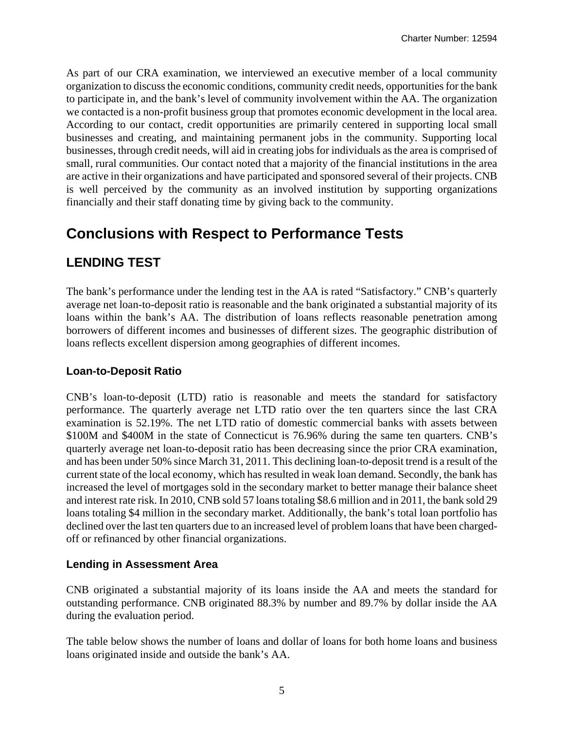As part of our CRA examination, we interviewed an executive member of a local community organization to discuss the economic conditions, community credit needs, opportunities for the bank to participate in, and the bank's level of community involvement within the AA. The organization we contacted is a non-profit business group that promotes economic development in the local area. According to our contact, credit opportunities are primarily centered in supporting local small businesses and creating, and maintaining permanent jobs in the community. Supporting local businesses, through credit needs, will aid in creating jobs for individuals as the area is comprised of small, rural communities. Our contact noted that a majority of the financial institutions in the area are active in their organizations and have participated and sponsored several of their projects. CNB is well perceived by the community as an involved institution by supporting organizations financially and their staff donating time by giving back to the community.

# Conclusions with Respect to Performance Tests

## LENDING TEST

The bank's performance under the lending test in the AA is rated "Satisfactory." CNB's quarterly average net loan-to-deposit ratio is reasonable and the bank originated a substantial majority of its loans within the bank's AA. The distribution of loans reflects reasonable penetration among borrowers of different incomes and businesses of different sizes. The geographic distribution of loans reflects excellent dispersion among geographies of different incomes.

### Loan-to-Deposit Ratio

CNB's loan-to-deposit (LTD) ratio is reasonable and meets the standard for satisfactory performance. The quarterly average net LTD ratio over the ten quarters since the last CRA examination is 52.19%. The net LTD ratio of domestic commercial banks with assets between \$100M and \$400M in the state of Connecticut is 76.96% during the same ten quarters. CNB's quarterly average net loan-to-deposit ratio has been decreasing since the prior CRA examination, and has been under 50% since March 31, 2011. This declining loan-to-deposit trend is a result of the current state of the local economy, which has resulted in weak loan demand. Secondly, the bank has increased the level of mortgages sold in the secondary market to better manage their balance sheet and interest rate risk. In 2010, CNB sold 57 loans totaling \$8.6 million and in 2011, the bank sold 29 loans totaling \$4 million in the secondary market. Additionally, the bank's total loan portfolio has declined over the last ten quarters due to an increased level of problem loans that have been charged-off or refinanced by other financial organizations.

### Lending in Assessment Area

CNB originated a substantial majority of its loans inside the AA and meets the standard for outstanding performance. CNB originated 88.3% by number and 89.7% by dollar inside the AA during the evaluation period.

The table below shows the number of loans and dollar of loans for both home loans and business loans originated inside and outside the bank's AA.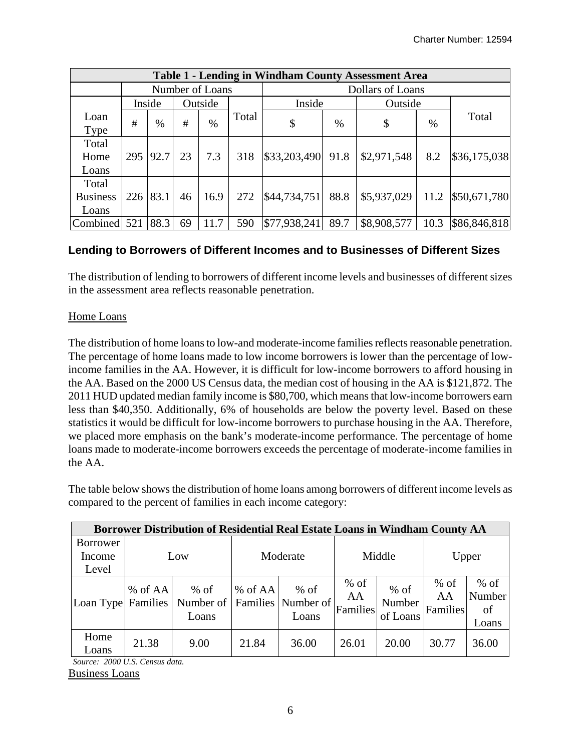| Table 1 - Lending in Windham County Assessment Area | | | | | | | | | | |
|---|---|---|---|---|---|---|---|---|---|---|
| | Number of Loans | | | | | Dollars of Loans | | | | |
| | Inside | | Outside | | Total | Inside | | Outside | | Total |
| Loan Type | # | % | # | % | | $ | % | $ | % | |
| Total Home Loans | 295 | 92.7 | 23 | 7.3 | 318 | $33,203,490 | 91.8 | $2,971,548 | 8.2 | $36,175,038 |
| Total Business Loans | 226 | 83.1 | 46 | 16.9 | 272 | $44,734,751 | 88.8 | $5,937,029 | 11.2 | $50,671,780 |
| Combined | 521 | 88.3 | 69 | 11.7 | 590 | $77,938,241 | 89.7 | $8,908,577 | 10.3 | $86,846,818 |

## Lending to Borrowers of Different Incomes and to Businesses of Different Sizes

The distribution of lending to borrowers of different income levels and businesses of different sizes in the assessment area reflects reasonable penetration.

Home Loans

The distribution of home loans to low-and moderate-income families reflects reasonable penetration. The percentage of home loans made to low income borrowers is lower than the percentage of low-income families in the AA. However, it is difficult for low-income borrowers to afford housing in the AA. Based on the 2000 US Census data, the median cost of housing in the AA is $121,872. The 2011 HUD updated median family income is $80,700, which means that low-income borrowers earn less than $40,350. Additionally, 6% of households are below the poverty level. Based on these statistics it would be difficult for low-income borrowers to purchase housing in the AA. Therefore, we placed more emphasis on the bank's moderate-income performance. The percentage of home loans made to moderate-income borrowers exceeds the percentage of moderate-income families in the AA.

The table below shows the distribution of home loans among borrowers of different income levels as compared to the percent of families in each income category:

| Borrower Distribution of Residential Real Estate Loans in Windham County AA | | | | | | | | |
|---|---|---|---|---|---|---|---|---|
| Borrower Income Level | Low | | Moderate | | Middle | | Upper | |
| Loan Type | % of AA Families | % of Number of Loans | % of AA Families | % of Number of Loans | % of AA Families | % of Number of Loans | % of AA Families | % of Number of Loans |
| Home Loans | 21.38 | 9.00 | 21.84 | 36.00 | 26.01 | 20.00 | 30.77 | 36.00 |

*Source: 2000 U.S. Census data.*

Business Loans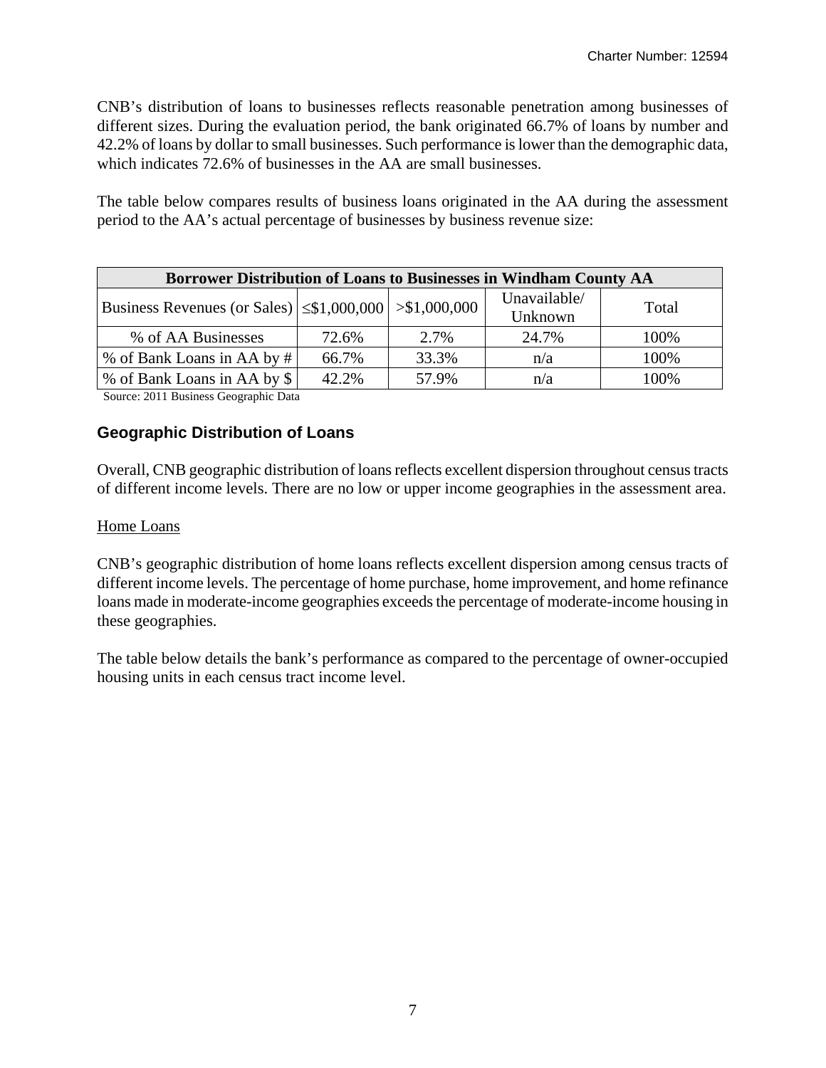CNB's distribution of loans to businesses reflects reasonable penetration among businesses of different sizes. During the evaluation period, the bank originated 66.7% of loans by number and 42.2% of loans by dollar to small businesses. Such performance is lower than the demographic data, which indicates 72.6% of businesses in the AA are small businesses.

The table below compares results of business loans originated in the AA during the assessment period to the AA's actual percentage of businesses by business revenue size:

| **Borrower Distribution of Loans to Businesses in Windham County AA** | | | | |
|---|---|---|---|---|
| Business Revenues (or Sales) | ≤$1,000,000 | >$1,000,000 | Unavailable/ Unknown | Total |
| % of AA Businesses | 72.6% | 2.7% | 24.7% | 100% |
| % of Bank Loans in AA by # | 66.7% | 33.3% | n/a | 100% |
| % of Bank Loans in AA by $ | 42.2% | 57.9% | n/a | 100% |

Source: 2011 Business Geographic Data

## Geographic Distribution of Loans

Overall, CNB geographic distribution of loans reflects excellent dispersion throughout census tracts of different income levels. There are no low or upper income geographies in the assessment area.

Home Loans

CNB's geographic distribution of home loans reflects excellent dispersion among census tracts of different income levels. The percentage of home purchase, home improvement, and home refinance loans made in moderate-income geographies exceeds the percentage of moderate-income housing in these geographies.

The table below details the bank's performance as compared to the percentage of owner-occupied housing units in each census tract income level.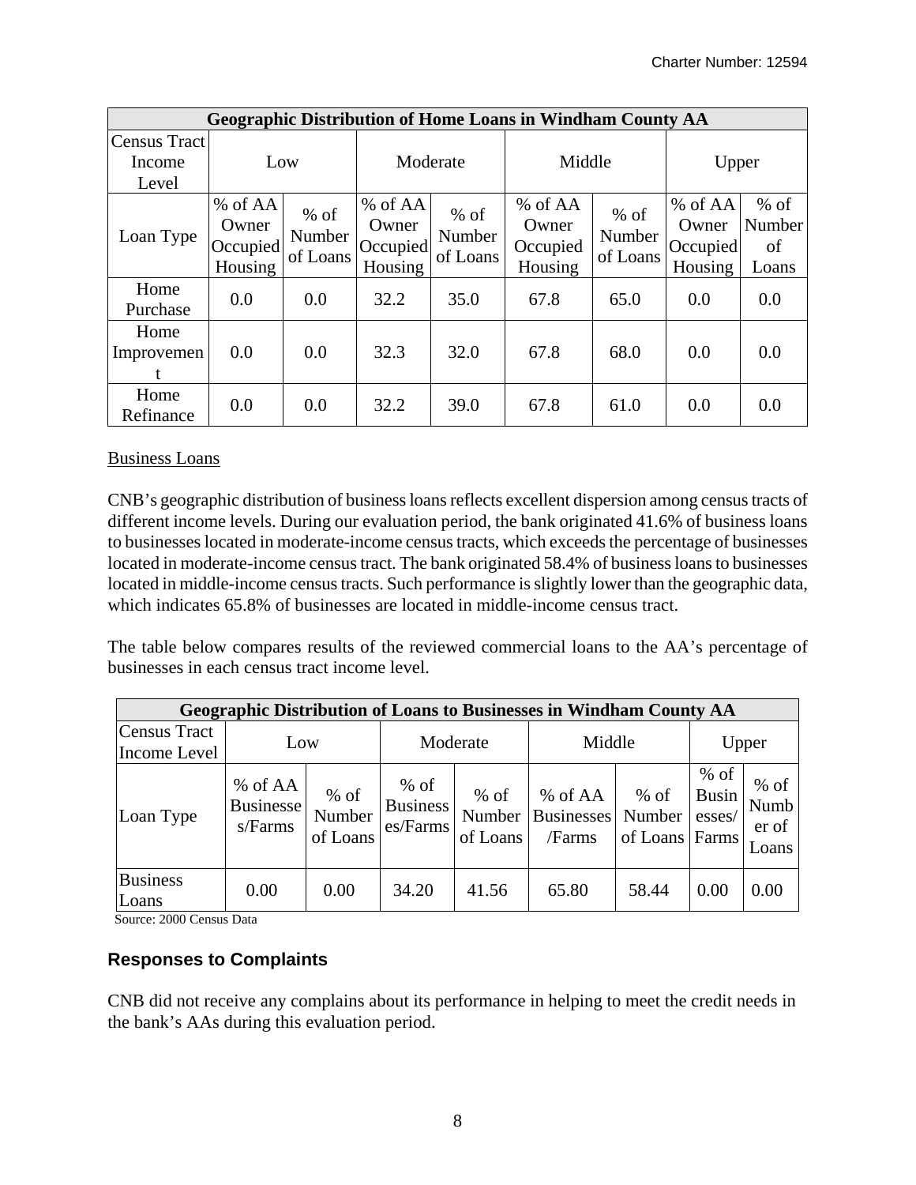| Geographic Distribution of Home Loans in Windham County AA | | | | | | | | |
|---|---|---|---|---|---|---|---|---|
| Census Tract Income Level | Low | | Moderate | | Middle | | Upper | |
| Loan Type | % of AA Owner Occupied Housing | % of Number of Loans | % of AA Owner Occupied Housing | % of Number of Loans | % of AA Owner Occupied Housing | % of Number of Loans | % of AA Owner Occupied Housing | % of Number of Loans |
| Home Purchase | 0.0 | 0.0 | 32.2 | 35.0 | 67.8 | 65.0 | 0.0 | 0.0 |
| Home Improvement | 0.0 | 0.0 | 32.3 | 32.0 | 67.8 | 68.0 | 0.0 | 0.0 |
| Home Refinance | 0.0 | 0.0 | 32.2 | 39.0 | 67.8 | 61.0 | 0.0 | 0.0 |

Business Loans

CNB's geographic distribution of business loans reflects excellent dispersion among census tracts of different income levels. During our evaluation period, the bank originated 41.6% of business loans to businesses located in moderate-income census tracts, which exceeds the percentage of businesses located in moderate-income census tract. The bank originated 58.4% of business loans to businesses located in middle-income census tracts. Such performance is slightly lower than the geographic data, which indicates 65.8% of businesses are located in middle-income census tract.

The table below compares results of the reviewed commercial loans to the AA's percentage of businesses in each census tract income level.

| Geographic Distribution of Loans to Businesses in Windham County AA | | | | | | | | |
|---|---|---|---|---|---|---|---|---|
| Census Tract Income Level | Low | | Moderate | | Middle | | Upper | |
| Loan Type | % of AA Businesses/Farms | % of Number of Loans | % of Businesses/Farms | % of Number of Loans | % of AA Businesses/Farms | % of Number of Loans | % of Businesses/Farms | % of Number of Loans |
| Business Loans | 0.00 | 0.00 | 34.20 | 41.56 | 65.80 | 58.44 | 0.00 | 0.00 |

Source: 2000 Census Data

### Responses to Complaints

CNB did not receive any complains about its performance in helping to meet the credit needs in the bank's AAs during this evaluation period.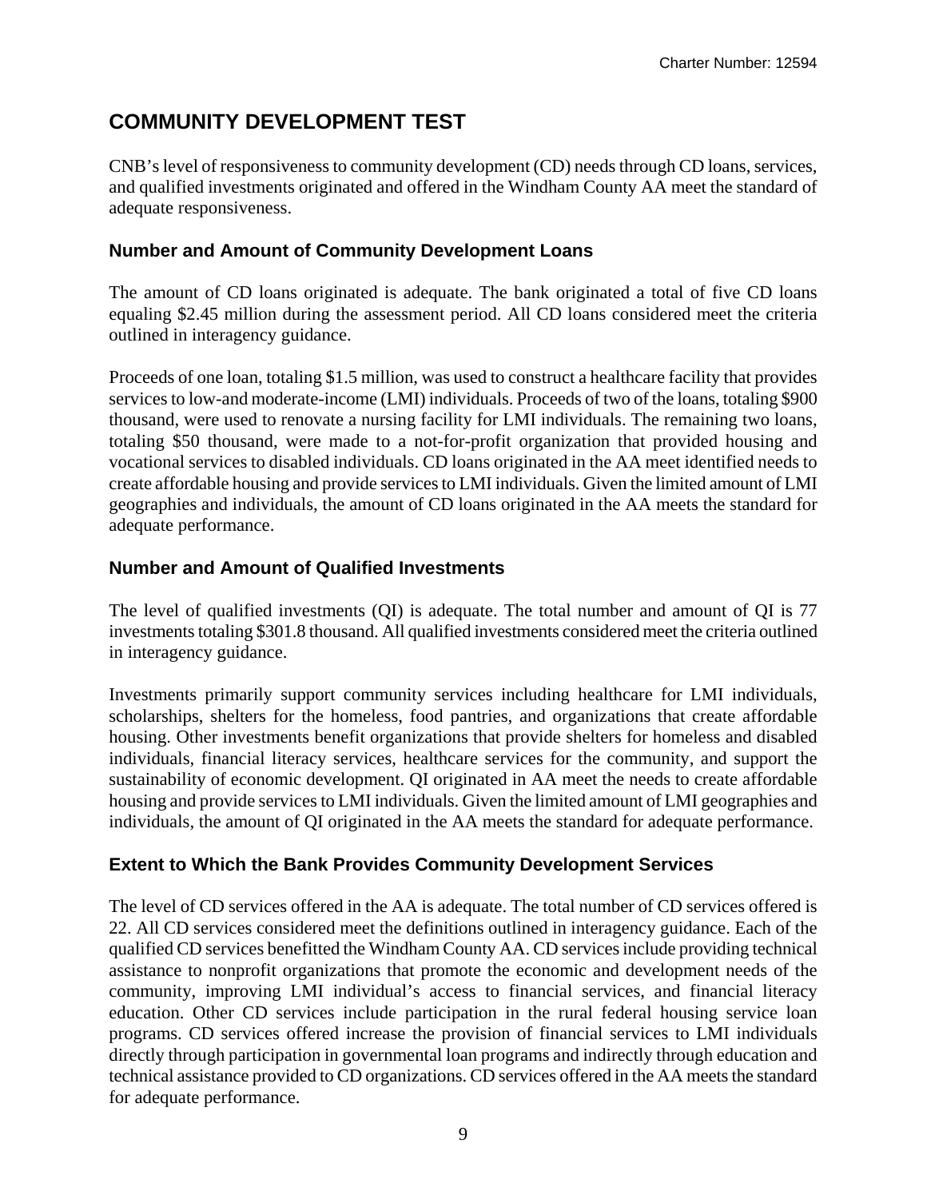## COMMUNITY DEVELOPMENT TEST

CNB's level of responsiveness to community development (CD) needs through CD loans, services, and qualified investments originated and offered in the Windham County AA meet the standard of adequate responsiveness.

### Number and Amount of Community Development Loans

The amount of CD loans originated is adequate. The bank originated a total of five CD loans equaling $2.45 million during the assessment period. All CD loans considered meet the criteria outlined in interagency guidance.

Proceeds of one loan, totaling $1.5 million, was used to construct a healthcare facility that provides services to low-and moderate-income (LMI) individuals. Proceeds of two of the loans, totaling $900 thousand, were used to renovate a nursing facility for LMI individuals. The remaining two loans, totaling $50 thousand, were made to a not-for-profit organization that provided housing and vocational services to disabled individuals. CD loans originated in the AA meet identified needs to create affordable housing and provide services to LMI individuals. Given the limited amount of LMI geographies and individuals, the amount of CD loans originated in the AA meets the standard for adequate performance.

### Number and Amount of Qualified Investments

The level of qualified investments (QI) is adequate. The total number and amount of QI is 77 investments totaling $301.8 thousand. All qualified investments considered meet the criteria outlined in interagency guidance.

Investments primarily support community services including healthcare for LMI individuals, scholarships, shelters for the homeless, food pantries, and organizations that create affordable housing. Other investments benefit organizations that provide shelters for homeless and disabled individuals, financial literacy services, healthcare services for the community, and support the sustainability of economic development. QI originated in AA meet the needs to create affordable housing and provide services to LMI individuals. Given the limited amount of LMI geographies and individuals, the amount of QI originated in the AA meets the standard for adequate performance.

### Extent to Which the Bank Provides Community Development Services

The level of CD services offered in the AA is adequate. The total number of CD services offered is 22. All CD services considered meet the definitions outlined in interagency guidance. Each of the qualified CD services benefitted the Windham County AA. CD services include providing technical assistance to nonprofit organizations that promote the economic and development needs of the community, improving LMI individual's access to financial services, and financial literacy education. Other CD services include participation in the rural federal housing service loan programs. CD services offered increase the provision of financial services to LMI individuals directly through participation in governmental loan programs and indirectly through education and technical assistance provided to CD organizations. CD services offered in the AA meets the standard for adequate performance.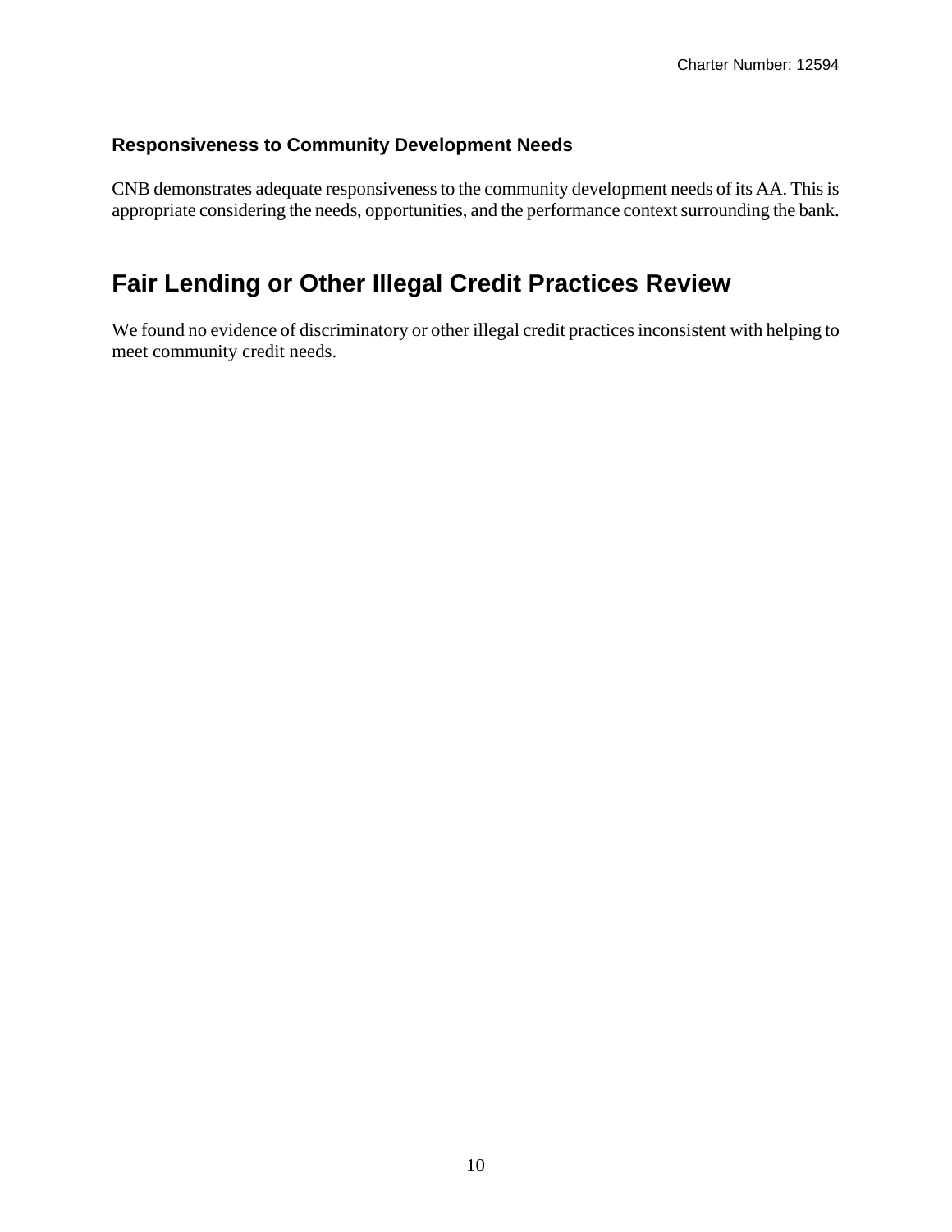### Responsiveness to Community Development Needs

CNB demonstrates adequate responsiveness to the community development needs of its AA. This is appropriate considering the needs, opportunities, and the performance context surrounding the bank.

## Fair Lending or Other Illegal Credit Practices Review

We found no evidence of discriminatory or other illegal credit practices inconsistent with helping to meet community credit needs.